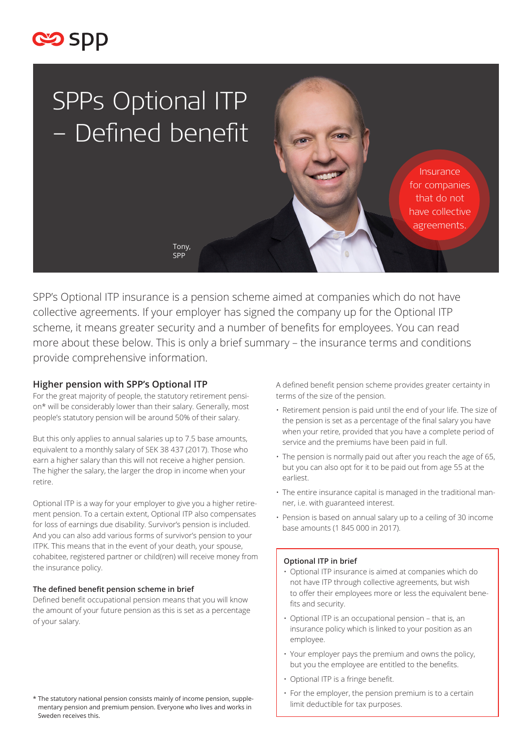# SPPs Optional ITP – Defined benefit

Insurance for companies that do not have collective agreements.

Tony, SPP

SPP's Optional ITP insurance is a pension scheme aimed at companies which do not have collective agreements. If your employer has signed the company up for the Optional ITP scheme, it means greater security and a number of benefits for employees. You can read more about these below. This is only a brief summary – the insurance terms and conditions provide comprehensive information.

## Higher pension with SPP's Optional ITP

For the great majority of people, the statutory retirement pension* will be considerably lower than their salary. Generally, most people's statutory pension will be around 50% of their salary.

But this only applies to annual salaries up to 7.5 base amounts, equivalent to a monthly salary of SEK 38 437 (2017). Those who earn a higher salary than this will not receive a higher pension. The higher the salary, the larger the drop in income when your retire.

Optional ITP is a way for your employer to give you a higher retirement pension. To a certain extent, Optional ITP also compensates for loss of earnings due disability. Survivor's pension is included. And you can also add various forms of survivor's pension to your ITPK. This means that in the event of your death, your spouse, cohabitee, registered partner or child(ren) will receive money from the insurance policy.

### The defined benefit pension scheme in brief

Defined benefit occupational pension means that you will know the amount of your future pension as this is set as a percentage of your salary.

A defined benefit pension scheme provides greater certainty in terms of the size of the pension.

- Retirement pension is paid until the end of your life. The size of the pension is set as a percentage of the final salary you have when your retire, provided that you have a complete period of service and the premiums have been paid in full.
- The pension is normally paid out after you reach the age of 65, but you can also opt for it to be paid out from age 55 at the earliest.
- The entire insurance capital is managed in the traditional manner, i.e. with guaranteed interest.
- Pension is based on annual salary up to a ceiling of 30 income base amounts (1 845 000 in 2017).

### Optional ITP in brief

- Optional ITP insurance is aimed at companies which do not have ITP through collective agreements, but wish to offer their employees more or less the equivalent benefits and security.
- Optional ITP is an occupational pension – that is, an insurance policy which is linked to your position as an employee.
- Your employer pays the premium and owns the policy, but you the employee are entitled to the benefits.
- Optional ITP is a fringe benefit.
- For the employer, the pension premium is to a certain limit deductible for tax purposes.

\* The statutory national pension consists mainly of income pension, supplementary pension and premium pension. Everyone who lives and works in Sweden receives this.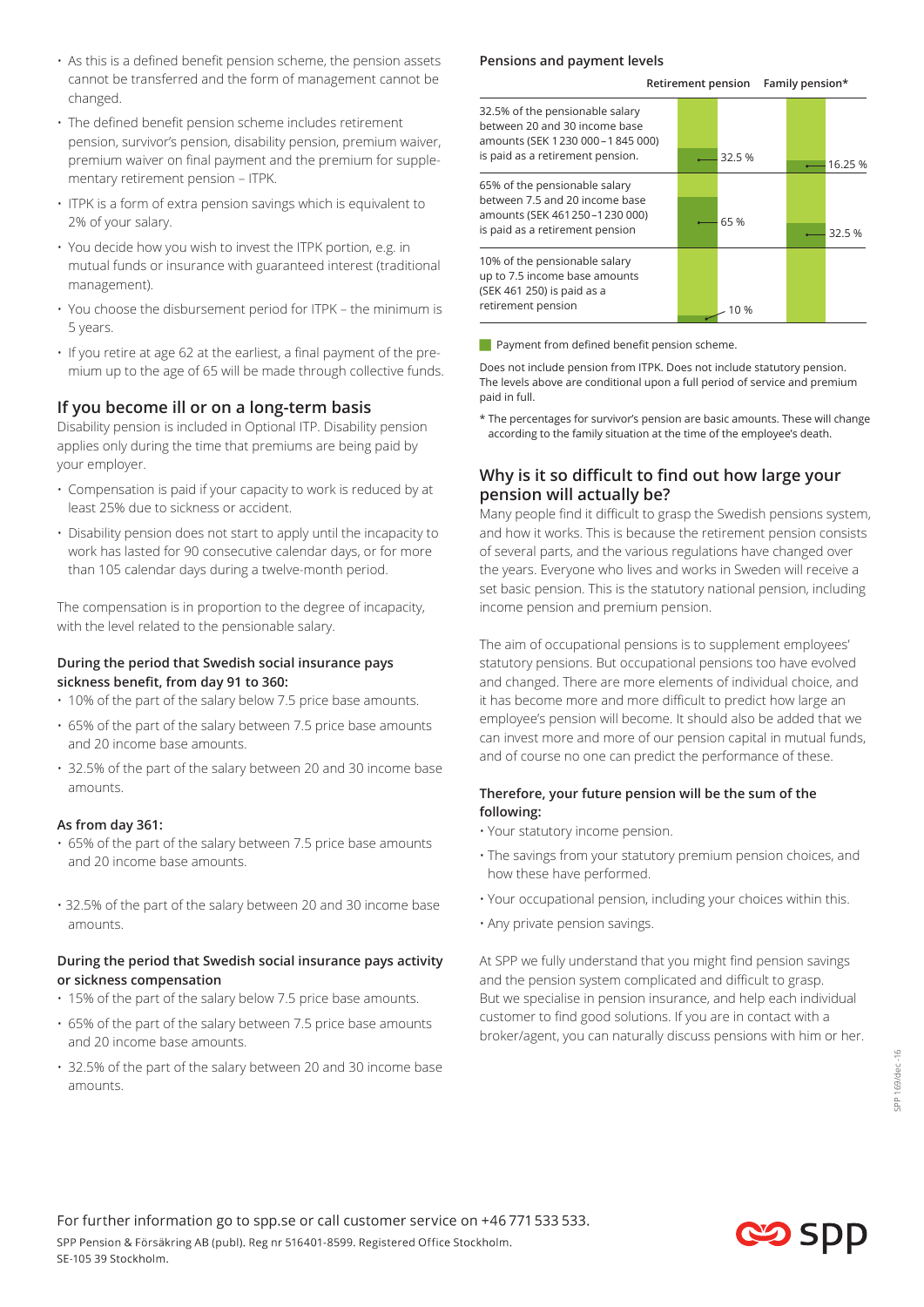- As this is a defined benefit pension scheme, the pension assets cannot be transferred and the form of management cannot be changed.
- The defined benefit pension scheme includes retirement pension, survivor's pension, disability pension, premium waiver, premium waiver on final payment and the premium for supplementary retirement pension – ITPK.
- ITPK is a form of extra pension savings which is equivalent to 2% of your salary.
- You decide how you wish to invest the ITPK portion, e.g. in mutual funds or insurance with guaranteed interest (traditional management).
- You choose the disbursement period for ITPK – the minimum is 5 years.
- If you retire at age 62 at the earliest, a final payment of the premium up to the age of 65 will be made through collective funds.

## If you become ill or on a long-term basis

Disability pension is included in Optional ITP. Disability pension applies only during the time that premiums are being paid by your employer.

- Compensation is paid if your capacity to work is reduced by at least 25% due to sickness or accident.
- Disability pension does not start to apply until the incapacity to work has lasted for 90 consecutive calendar days, or for more than 105 calendar days during a twelve-month period.

The compensation is in proportion to the degree of incapacity, with the level related to the pensionable salary.

### During the period that Swedish social insurance pays sickness benefit, from day 91 to 360:

- 10% of the part of the salary below 7.5 price base amounts.
- 65% of the part of the salary between 7.5 price base amounts and 20 income base amounts.
- 32.5% of the part of the salary between 20 and 30 income base amounts.

### As from day 361:

- 65% of the part of the salary between 7.5 price base amounts and 20 income base amounts.
- 32.5% of the part of the salary between 20 and 30 income base amounts.

### During the period that Swedish social insurance pays activity or sickness compensation

- 15% of the part of the salary below 7.5 price base amounts.
- 65% of the part of the salary between 7.5 price base amounts and 20 income base amounts.
- 32.5% of the part of the salary between 20 and 30 income base amounts.

### Pensions and payment levels

Retirement pension
Family pension*

32.5% of the pensionable salary between 20 and 30 income base amounts (SEK 1 230 000 – 1 845 000) is paid as a retirement pension.
32.5 %
16.25 %

65% of the pensionable salary between 7.5 and 20 income base amounts (SEK 461 250 – 1 230 000) is paid as a retirement pension
65 %
32.5 %

10% of the pensionable salary up to 7.5 income base amounts (SEK 461 250) is paid as a retirement pension
10 %

Payment from defined benefit pension scheme.

Does not include pension from ITPK. Does not include statutory pension. The levels above are conditional upon a full period of service and premium paid in full.

\* The percentages for survivor's pension are basic amounts. These will change according to the family situation at the time of the employee's death.

## Why is it so difficult to find out how large your pension will actually be?

Many people find it difficult to grasp the Swedish pensions system, and how it works. This is because the retirement pension consists of several parts, and the various regulations have changed over the years. Everyone who lives and works in Sweden will receive a set basic pension. This is the statutory national pension, including income pension and premium pension.

The aim of occupational pensions is to supplement employees' statutory pensions. But occupational pensions too have evolved and changed. There are more elements of individual choice, and it has become more and more difficult to predict how large an employee's pension will become. It should also be added that we can invest more and more of our pension capital in mutual funds, and of course no one can predict the performance of these.

### Therefore, your future pension will be the sum of the following:

- Your statutory income pension.
- The savings from your statutory premium pension choices, and how these have performed.
- Your occupational pension, including your choices within this.
- Any private pension savings.

At SPP we fully understand that you might find pension savings and the pension system complicated and difficult to grasp. But we specialise in pension insurance, and help each individual customer to find good solutions. If you are in contact with a broker/agent, you can naturally discuss pensions with him or her.

For further information go to spp.se or call customer service on +46 771 533 533.

SPP Pension & Försäkring AB (publ). Reg nr 516401-8599. Registered Office Stockholm. SE-105 39 Stockholm.

SPP 169/dec -16